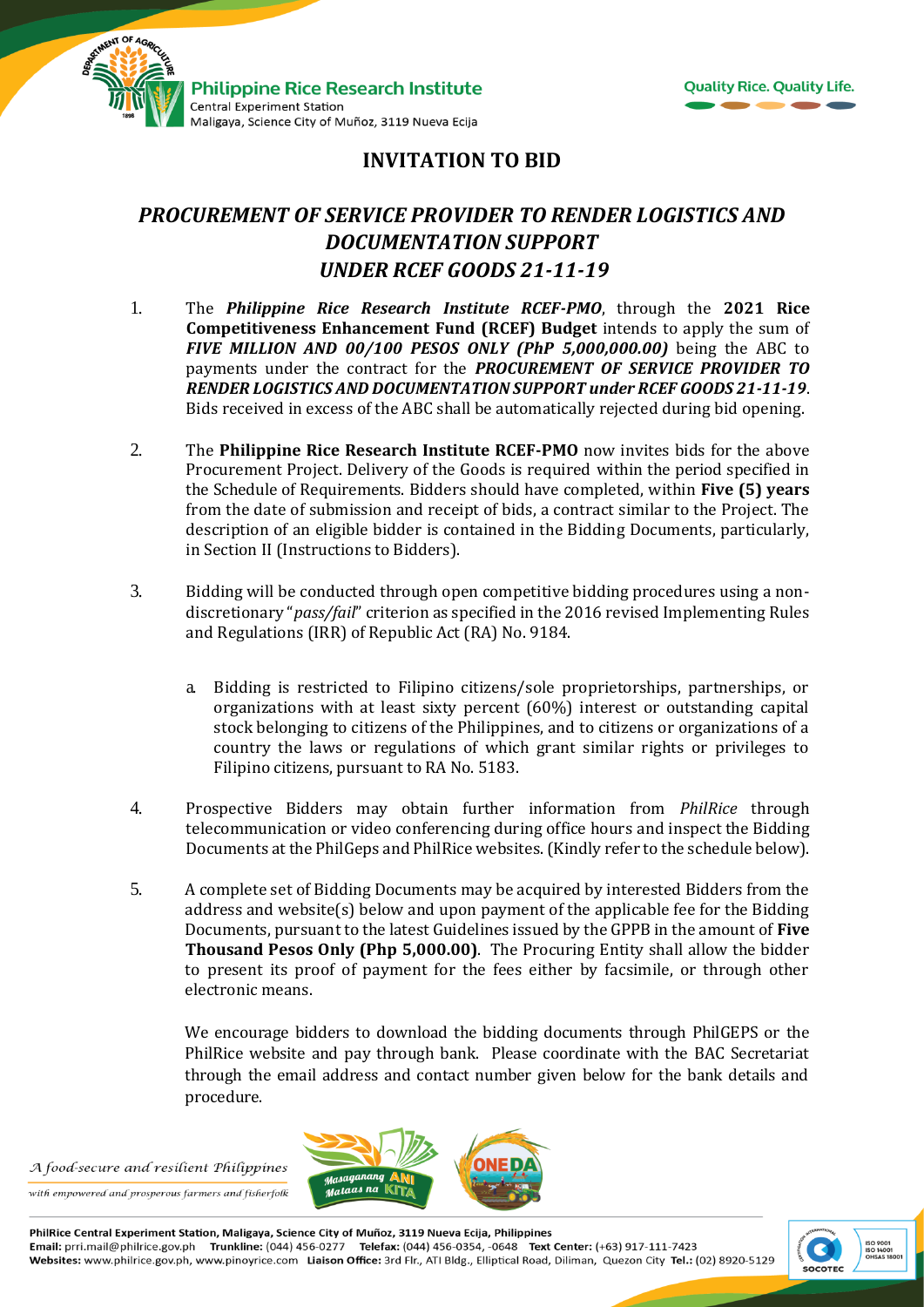# INVITATION TO BID

## *PROCUREMENT OF SERVICE PROVIDER TO RENDER LOGISTICS AND DOCUMENTATION SUPPORT UNDER RCEF GOODS 21-11-19*

1. The ***Philippine Rice Research Institute RCEF-PMO***, through the **2021 Rice Competitiveness Enhancement Fund (RCEF) Budget** intends to apply the sum of ***FIVE MILLION AND 00/100 PESOS ONLY (PhP 5,000,000.00)*** being the ABC to payments under the contract for the ***PROCUREMENT OF SERVICE PROVIDER TO RENDER LOGISTICS AND DOCUMENTATION SUPPORT under RCEF GOODS 21-11-19***. Bids received in excess of the ABC shall be automatically rejected during bid opening.

2. The **Philippine Rice Research Institute RCEF-PMO** now invites bids for the above Procurement Project. Delivery of the Goods is required within the period specified in the Schedule of Requirements. Bidders should have completed, within **Five (5) years** from the date of submission and receipt of bids, a contract similar to the Project. The description of an eligible bidder is contained in the Bidding Documents, particularly, in Section II (Instructions to Bidders).

3. Bidding will be conducted through open competitive bidding procedures using a non-discretionary "*pass/fail*" criterion as specified in the 2016 revised Implementing Rules and Regulations (IRR) of Republic Act (RA) No. 9184.

   a. Bidding is restricted to Filipino citizens/sole proprietorships, partnerships, or organizations with at least sixty percent (60%) interest or outstanding capital stock belonging to citizens of the Philippines, and to citizens or organizations of a country the laws or regulations of which grant similar rights or privileges to Filipino citizens, pursuant to RA No. 5183.

4. Prospective Bidders may obtain further information from *PhilRice* through telecommunication or video conferencing during office hours and inspect the Bidding Documents at the PhilGeps and PhilRice websites. (Kindly refer to the schedule below).

5. A complete set of Bidding Documents may be acquired by interested Bidders from the address and website(s) below and upon payment of the applicable fee for the Bidding Documents, pursuant to the latest Guidelines issued by the GPPB in the amount of **Five Thousand Pesos Only (Php 5,000.00)**. The Procuring Entity shall allow the bidder to present its proof of payment for the fees either by facsimile, or through other electronic means.

   We encourage bidders to download the bidding documents through PhilGEPS or the PhilRice website and pay through bank. Please coordinate with the BAC Secretariat through the email address and contact number given below for the bank details and procedure.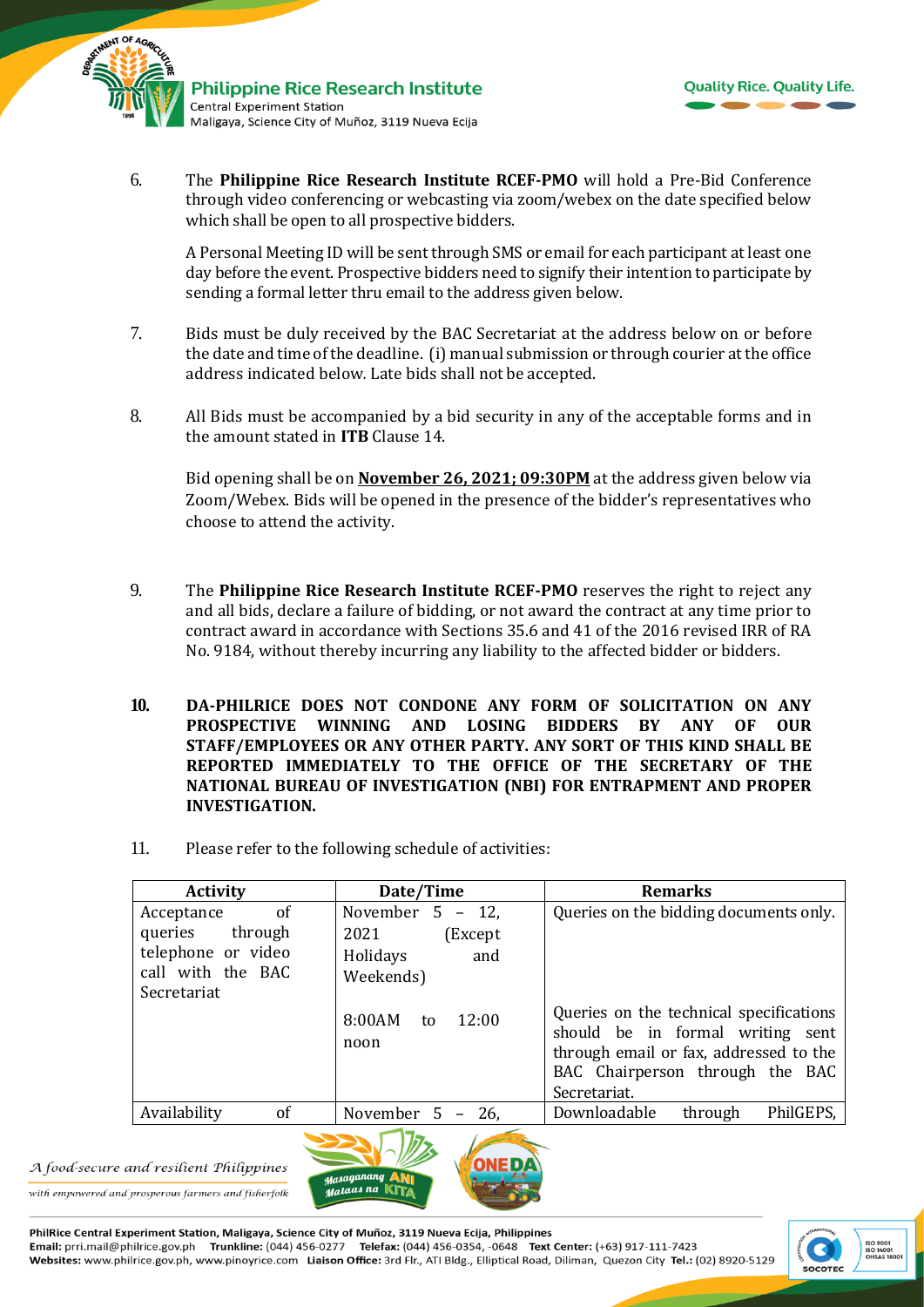6. The **Philippine Rice Research Institute RCEF-PMO** will hold a Pre-Bid Conference through video conferencing or webcasting via zoom/webex on the date specified below which shall be open to all prospective bidders.

   A Personal Meeting ID will be sent through SMS or email for each participant at least one day before the event. Prospective bidders need to signify their intention to participate by sending a formal letter thru email to the address given below.

7. Bids must be duly received by the BAC Secretariat at the address below on or before the date and time of the deadline. (i) manual submission or through courier at the office address indicated below. Late bids shall not be accepted.

8. All Bids must be accompanied by a bid security in any of the acceptable forms and in the amount stated in **ITB** Clause 14.

   Bid opening shall be on **November 26, 2021; 09:30PM** at the address given below via Zoom/Webex. Bids will be opened in the presence of the bidder's representatives who choose to attend the activity.

9. The **Philippine Rice Research Institute RCEF-PMO** reserves the right to reject any and all bids, declare a failure of bidding, or not award the contract at any time prior to contract award in accordance with Sections 35.6 and 41 of the 2016 revised IRR of RA No. 9184, without thereby incurring any liability to the affected bidder or bidders.

10. **DA-PHILRICE DOES NOT CONDONE ANY FORM OF SOLICITATION ON ANY PROSPECTIVE WINNING AND LOSING BIDDERS BY ANY OF OUR STAFF/EMPLOYEES OR ANY OTHER PARTY. ANY SORT OF THIS KIND SHALL BE REPORTED IMMEDIATELY TO THE OFFICE OF THE SECRETARY OF THE NATIONAL BUREAU OF INVESTIGATION (NBI) FOR ENTRAPMENT AND PROPER INVESTIGATION.**

11. Please refer to the following schedule of activities:

| Activity | Date/Time | Remarks |
|---|---|---|
| Acceptance of queries through telephone or video call with the BAC Secretariat | November 5 – 12, 2021 (Except Holidays and Weekends) | Queries on the bidding documents only. |
| | 8:00AM to 12:00 noon | Queries on the technical specifications should be in formal writing sent through email or fax, addressed to the BAC Chairperson through the BAC Secretariat. |
| Availability of | November 5 – 26, | Downloadable through PhilGEPS, |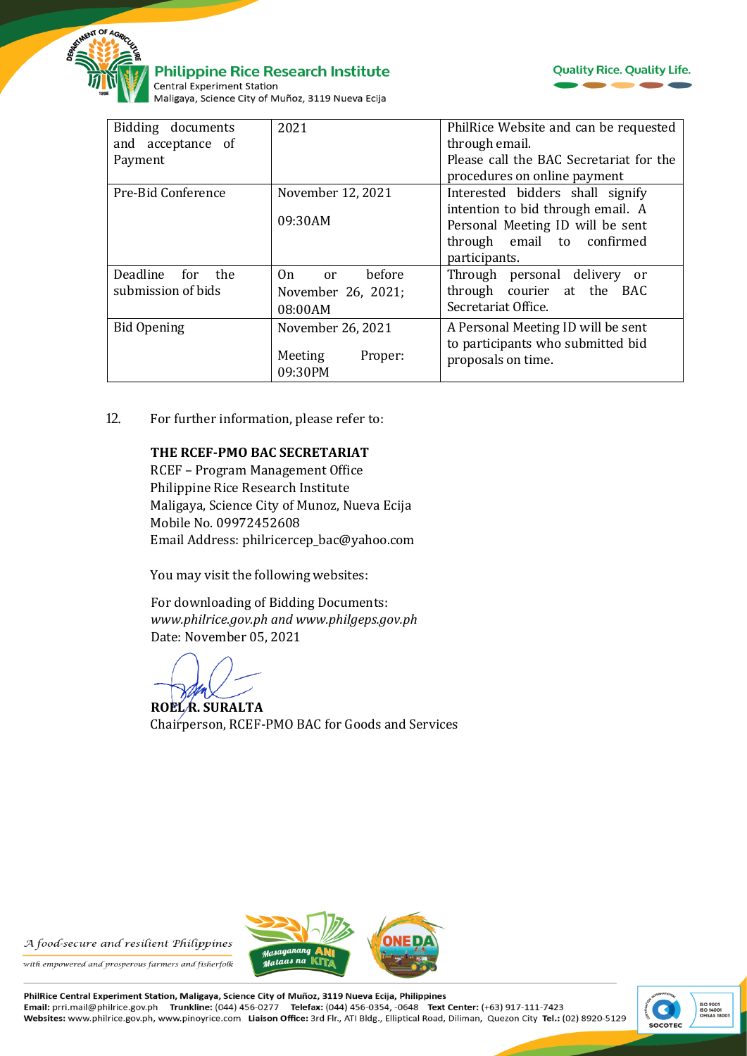| | | |
|---|---|---|
| Bidding documents and acceptance of Payment | 2021 | PhilRice Website and can be requested through email. Please call the BAC Secretariat for the procedures on online payment |
| Pre-Bid Conference | November 12, 2021<br><br>09:30AM | Interested bidders shall signify intention to bid through email. A Personal Meeting ID will be sent through email to confirmed participants. |
| Deadline for the submission of bids | On or before November 26, 2021; 08:00AM | Through personal delivery or through courier at the BAC Secretariat Office. |
| Bid Opening | November 26, 2021<br><br>Meeting Proper: 09:30PM | A Personal Meeting ID will be sent to participants who submitted bid proposals on time. |

12. For further information, please refer to:

**THE RCEF-PMO BAC SECRETARIAT**
RCEF – Program Management Office
Philippine Rice Research Institute
Maligaya, Science City of Munoz, Nueva Ecija
Mobile No. 09972452608
Email Address: philricercep_bac@yahoo.com

You may visit the following websites:

For downloading of Bidding Documents:
*www.philrice.gov.ph and www.philgeps.gov.ph*
Date: November 05, 2021

**ROEL R. SURALTA**
Chairperson, RCEF-PMO BAC for Goods and Services